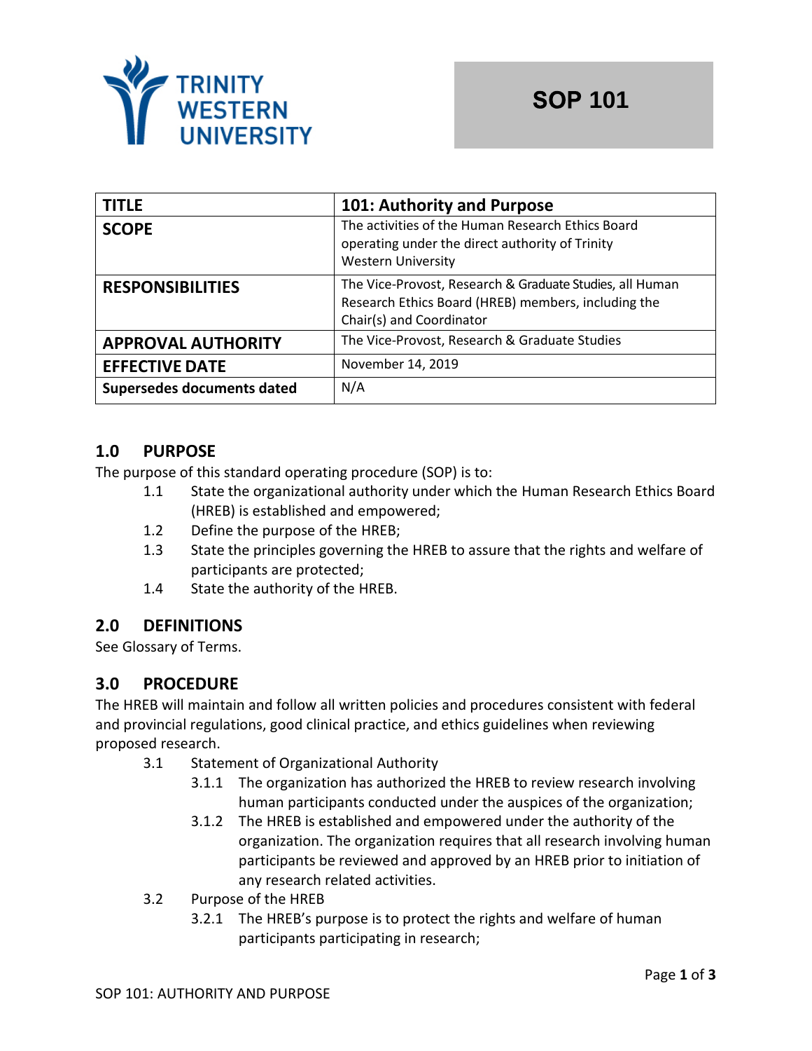Trinity Western University

# SOP 101

| TITLE | 101: Authority and Purpose |
| --- | --- |
| SCOPE | The activities of the Human Research Ethics Board operating under the direct authority of Trinity Western University |
| RESPONSIBILITIES | The Vice-Provost, Research & Graduate Studies, all Human Research Ethics Board (HREB) members, including the Chair(s) and Coordinator |
| APPROVAL AUTHORITY | The Vice-Provost, Research & Graduate Studies |
| EFFECTIVE DATE | November 14, 2019 |
| Supersedes documents dated | N/A |

## 1.0 PURPOSE

The purpose of this standard operating procedure (SOP) is to:

1.1 State the organizational authority under which the Human Research Ethics Board (HREB) is established and empowered;

1.2 Define the purpose of the HREB;

1.3 State the principles governing the HREB to assure that the rights and welfare of participants are protected;

1.4 State the authority of the HREB.

## 2.0 DEFINITIONS

See Glossary of Terms.

## 3.0 PROCEDURE

The HREB will maintain and follow all written policies and procedures consistent with federal and provincial regulations, good clinical practice, and ethics guidelines when reviewing proposed research.

3.1 Statement of Organizational Authority

3.1.1 The organization has authorized the HREB to review research involving human participants conducted under the auspices of the organization;

3.1.2 The HREB is established and empowered under the authority of the organization. The organization requires that all research involving human participants be reviewed and approved by an HREB prior to initiation of any research related activities.

3.2 Purpose of the HREB

3.2.1 The HREB's purpose is to protect the rights and welfare of human participants participating in research;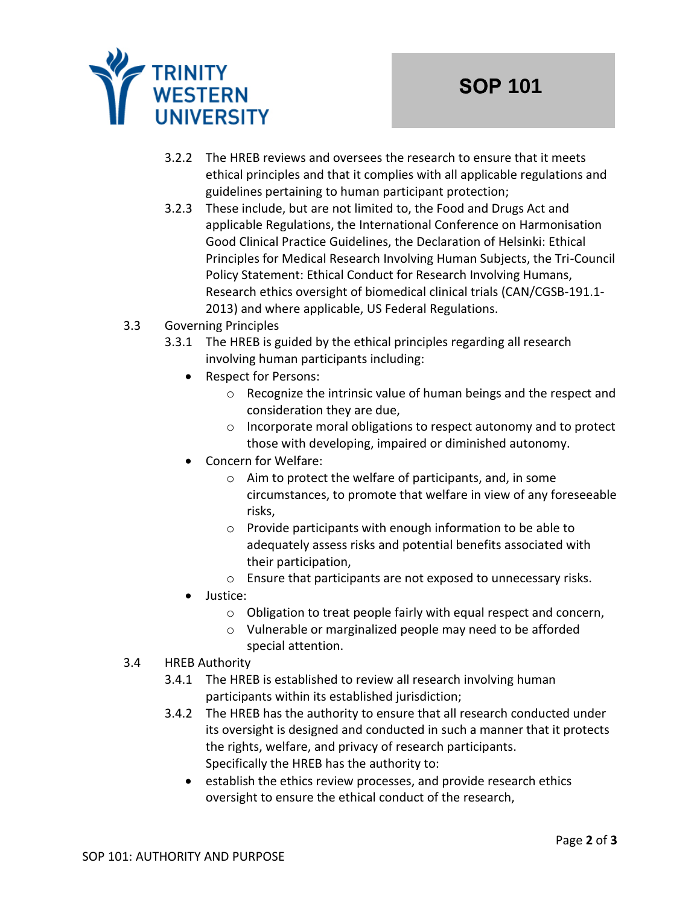3.2.2 The HREB reviews and oversees the research to ensure that it meets ethical principles and that it complies with all applicable regulations and guidelines pertaining to human participant protection;

3.2.3 These include, but are not limited to, the Food and Drugs Act and applicable Regulations, the International Conference on Harmonisation Good Clinical Practice Guidelines, the Declaration of Helsinki: Ethical Principles for Medical Research Involving Human Subjects, the Tri-Council Policy Statement: Ethical Conduct for Research Involving Humans, Research ethics oversight of biomedical clinical trials (CAN/CGSB-191.1-2013) and where applicable, US Federal Regulations.

3.3 Governing Principles

3.3.1 The HREB is guided by the ethical principles regarding all research involving human participants including:

- Respect for Persons:
  - Recognize the intrinsic value of human beings and the respect and consideration they are due,
  - Incorporate moral obligations to respect autonomy and to protect those with developing, impaired or diminished autonomy.
- Concern for Welfare:
  - Aim to protect the welfare of participants, and, in some circumstances, to promote that welfare in view of any foreseeable risks,
  - Provide participants with enough information to be able to adequately assess risks and potential benefits associated with their participation,
  - Ensure that participants are not exposed to unnecessary risks.
- Justice:
  - Obligation to treat people fairly with equal respect and concern,
  - Vulnerable or marginalized people may need to be afforded special attention.

3.4 HREB Authority

3.4.1 The HREB is established to review all research involving human participants within its established jurisdiction;

3.4.2 The HREB has the authority to ensure that all research conducted under its oversight is designed and conducted in such a manner that it protects the rights, welfare, and privacy of research participants. Specifically the HREB has the authority to:

- establish the ethics review processes, and provide research ethics oversight to ensure the ethical conduct of the research,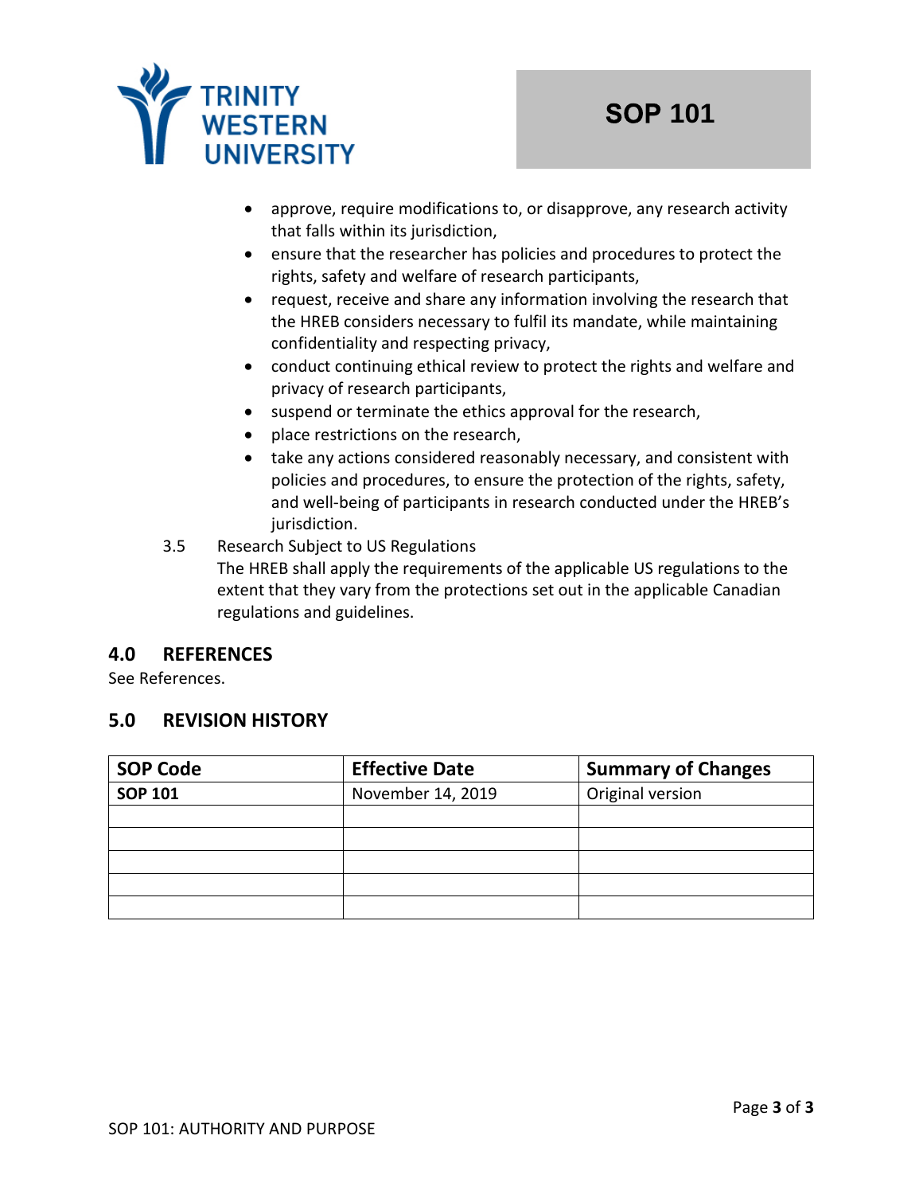- approve, require modifications to, or disapprove, any research activity that falls within its jurisdiction,
- ensure that the researcher has policies and procedures to protect the rights, safety and welfare of research participants,
- request, receive and share any information involving the research that the HREB considers necessary to fulfil its mandate, while maintaining confidentiality and respecting privacy,
- conduct continuing ethical review to protect the rights and welfare and privacy of research participants,
- suspend or terminate the ethics approval for the research,
- place restrictions on the research,
- take any actions considered reasonably necessary, and consistent with policies and procedures, to ensure the protection of the rights, safety, and well-being of participants in research conducted under the HREB's jurisdiction.

3.5 Research Subject to US Regulations

The HREB shall apply the requirements of the applicable US regulations to the extent that they vary from the protections set out in the applicable Canadian regulations and guidelines.

## 4.0 REFERENCES

See References.

## 5.0 REVISION HISTORY

| SOP Code | Effective Date | Summary of Changes |
|---|---|---|
| **SOP 101** | November 14, 2019 | Original version |
| | | |
| | | |
| | | |
| | | |
| | | |